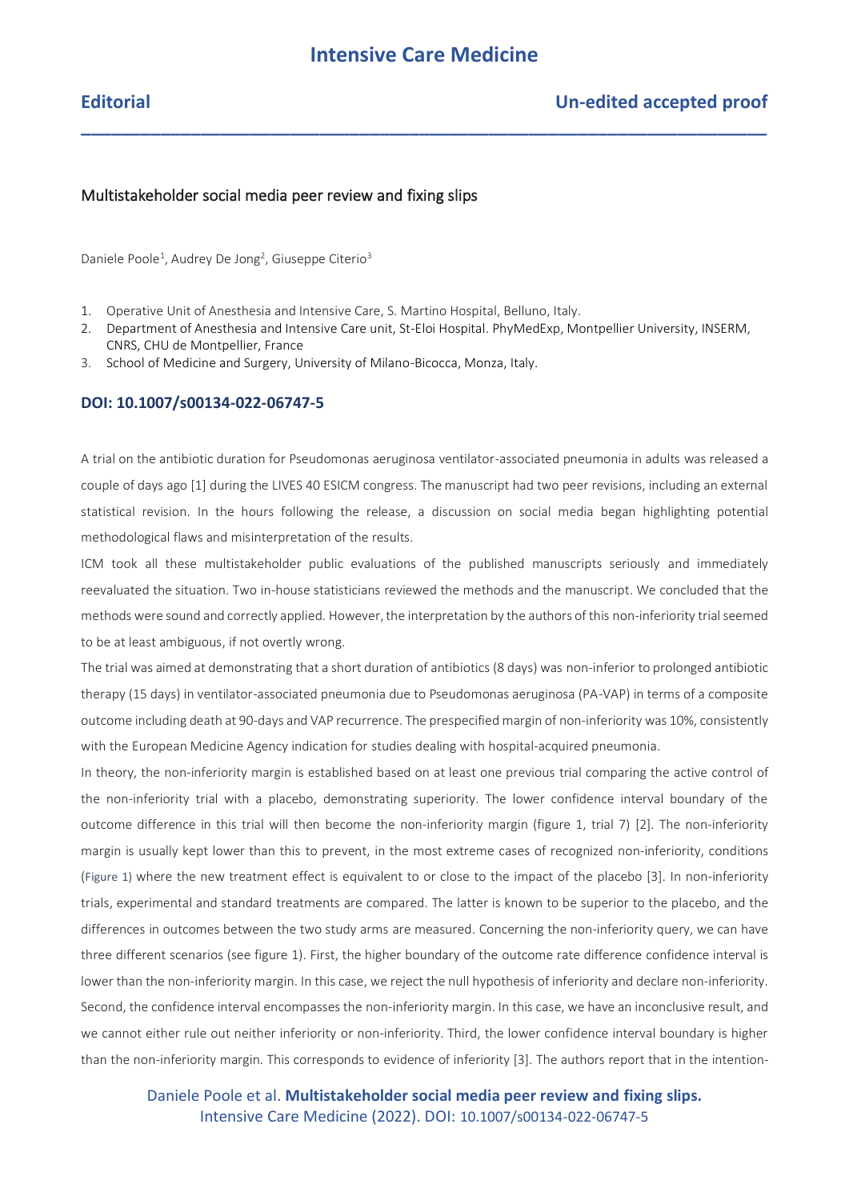# Multistakeholder social media peer review and fixing slips

Daniele Poole[1], Audrey De Jong[2], Giuseppe Citerio[3]

1. Operative Unit of Anesthesia and Intensive Care, S. Martino Hospital, Belluno, Italy.
2. Department of Anesthesia and Intensive Care unit, St-Eloi Hospital. PhyMedExp, Montpellier University, INSERM, CNRS, CHU de Montpellier, France
3. School of Medicine and Surgery, University of Milano-Bicocca, Monza, Italy.

**DOI: 10.1007/s00134-022-06747-5**

A trial on the antibiotic duration for Pseudomonas aeruginosa ventilator-associated pneumonia in adults was released a couple of days ago [1] during the LIVES 40 ESICM congress. The manuscript had two peer revisions, including an external statistical revision. In the hours following the release, a discussion on social media began highlighting potential methodological flaws and misinterpretation of the results.

ICM took all these multistakeholder public evaluations of the published manuscripts seriously and immediately reevaluated the situation. Two in-house statisticians reviewed the methods and the manuscript. We concluded that the methods were sound and correctly applied. However, the interpretation by the authors of this non-inferiority trial seemed to be at least ambiguous, if not overtly wrong.

The trial was aimed at demonstrating that a short duration of antibiotics (8 days) was non-inferior to prolonged antibiotic therapy (15 days) in ventilator-associated pneumonia due to Pseudomonas aeruginosa (PA-VAP) in terms of a composite outcome including death at 90-days and VAP recurrence. The prespecified margin of non-inferiority was 10%, consistently with the European Medicine Agency indication for studies dealing with hospital-acquired pneumonia.

In theory, the non-inferiority margin is established based on at least one previous trial comparing the active control of the non-inferiority trial with a placebo, demonstrating superiority. The lower confidence interval boundary of the outcome difference in this trial will then become the non-inferiority margin (figure 1, trial 7) [2]. The non-inferiority margin is usually kept lower than this to prevent, in the most extreme cases of recognized non-inferiority, conditions (Figure 1) where the new treatment effect is equivalent to or close to the impact of the placebo [3]. In non-inferiority trials, experimental and standard treatments are compared. The latter is known to be superior to the placebo, and the differences in outcomes between the two study arms are measured. Concerning the non-inferiority query, we can have three different scenarios (see figure 1). First, the higher boundary of the outcome rate difference confidence interval is lower than the non-inferiority margin. In this case, we reject the null hypothesis of inferiority and declare non-inferiority. Second, the confidence interval encompasses the non-inferiority margin. In this case, we have an inconclusive result, and we cannot either rule out neither inferiority or non-inferiority. Third, the lower confidence interval boundary is higher than the non-inferiority margin. This corresponds to evidence of inferiority [3]. The authors report that in the intention-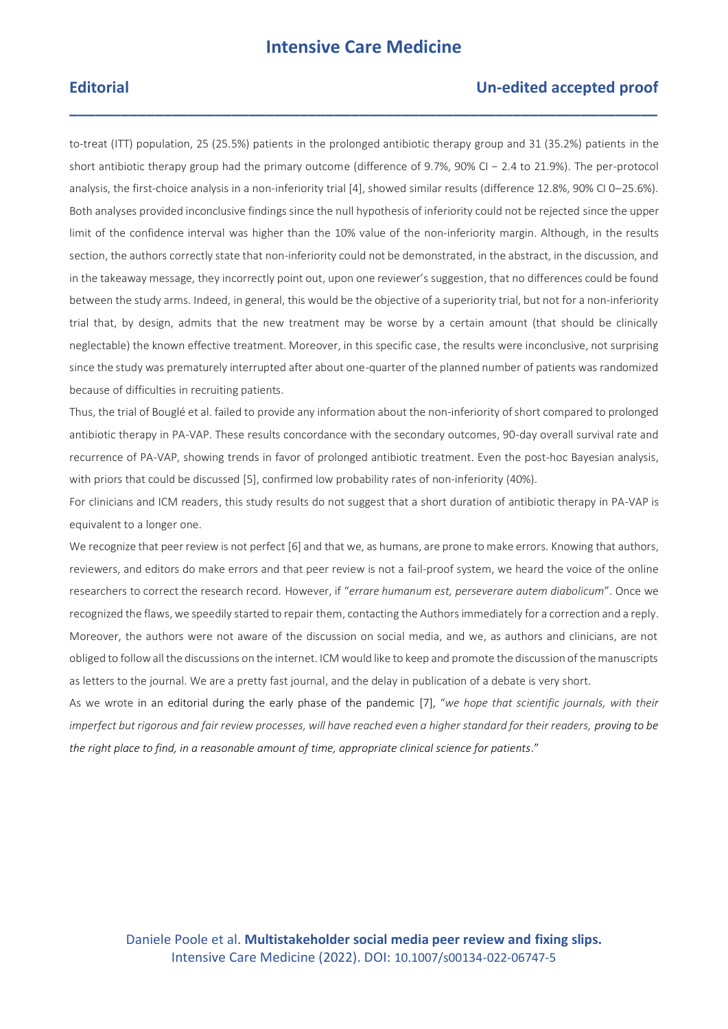to-treat (ITT) population, 25 (25.5%) patients in the prolonged antibiotic therapy group and 31 (35.2%) patients in the short antibiotic therapy group had the primary outcome (difference of 9.7%, 90% CI − 2.4 to 21.9%). The per-protocol analysis, the first-choice analysis in a non-inferiority trial [4], showed similar results (difference 12.8%, 90% CI 0–25.6%). Both analyses provided inconclusive findings since the null hypothesis of inferiority could not be rejected since the upper limit of the confidence interval was higher than the 10% value of the non-inferiority margin. Although, in the results section, the authors correctly state that non-inferiority could not be demonstrated, in the abstract, in the discussion, and in the takeaway message, they incorrectly point out, upon one reviewer's suggestion, that no differences could be found between the study arms. Indeed, in general, this would be the objective of a superiority trial, but not for a non-inferiority trial that, by design, admits that the new treatment may be worse by a certain amount (that should be clinically neglectable) the known effective treatment. Moreover, in this specific case, the results were inconclusive, not surprising since the study was prematurely interrupted after about one-quarter of the planned number of patients was randomized because of difficulties in recruiting patients.

Thus, the trial of Bouglé et al. failed to provide any information about the non-inferiority of short compared to prolonged antibiotic therapy in PA-VAP. These results concordance with the secondary outcomes, 90-day overall survival rate and recurrence of PA-VAP, showing trends in favor of prolonged antibiotic treatment. Even the post-hoc Bayesian analysis, with priors that could be discussed [5], confirmed low probability rates of non-inferiority (40%).

For clinicians and ICM readers, this study results do not suggest that a short duration of antibiotic therapy in PA-VAP is equivalent to a longer one.

We recognize that peer review is not perfect [6] and that we, as humans, are prone to make errors. Knowing that authors, reviewers, and editors do make errors and that peer review is not a fail-proof system, we heard the voice of the online researchers to correct the research record. However, if "*errare humanum est, perseverare autem diabolicum*". Once we recognized the flaws, we speedily started to repair them, contacting the Authors immediately for a correction and a reply. Moreover, the authors were not aware of the discussion on social media, and we, as authors and clinicians, are not obliged to follow all the discussions on the internet. ICM would like to keep and promote the discussion of the manuscripts as letters to the journal. We are a pretty fast journal, and the delay in publication of a debate is very short.

As we wrote in an editorial during the early phase of the pandemic [7], "*we hope that scientific journals, with their imperfect but rigorous and fair review processes, will have reached even a higher standard for their readers, proving to be the right place to find, in a reasonable amount of time, appropriate clinical science for patients*."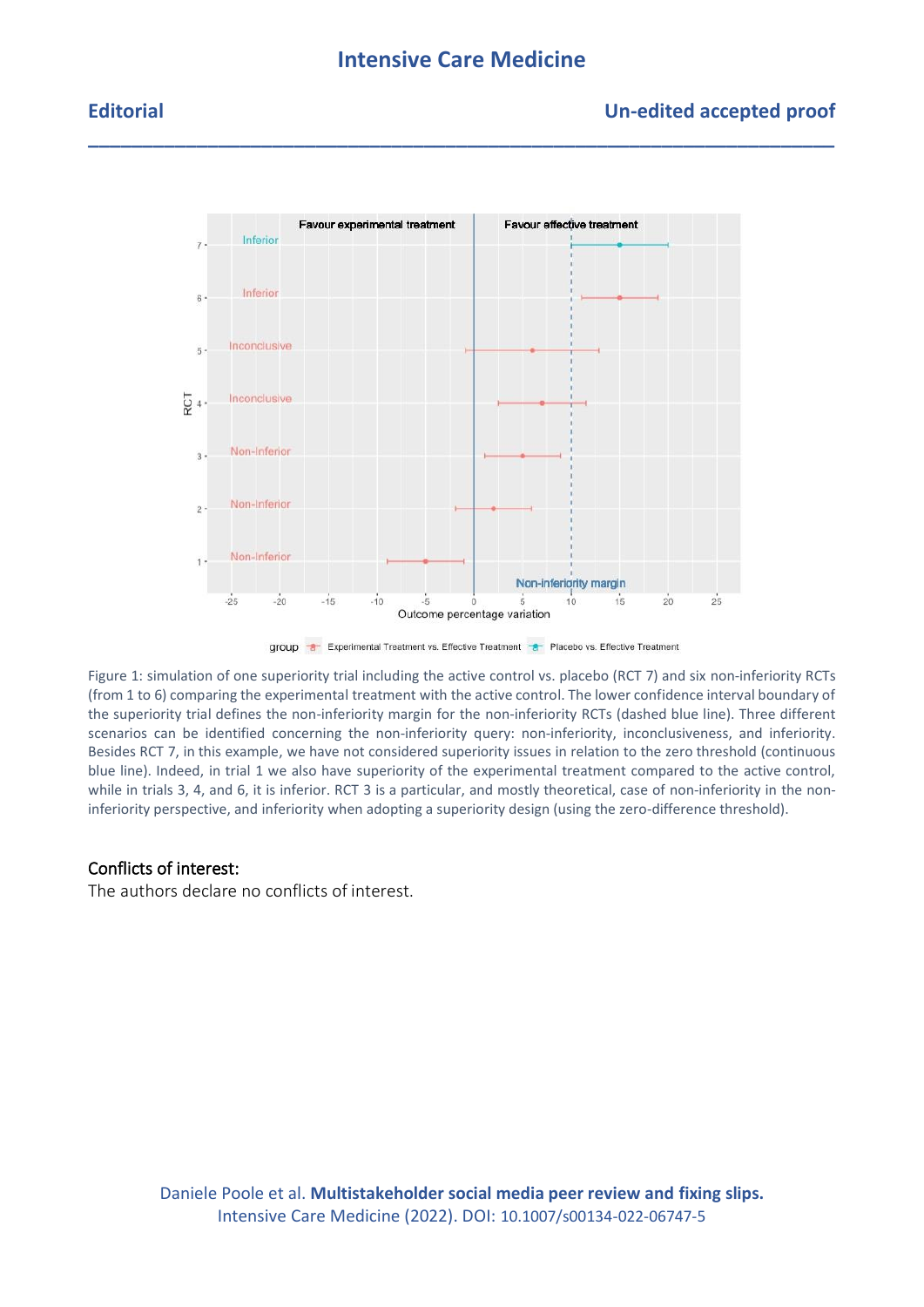Figure 1: simulation of one superiority trial including the active control vs. placebo (RCT 7) and six non-inferiority RCTs (from 1 to 6) comparing the experimental treatment with the active control. The lower confidence interval boundary of the superiority trial defines the non-inferiority margin for the non-inferiority RCTs (dashed blue line). Three different scenarios can be identified concerning the non-inferiority query: non-inferiority, inconclusiveness, and inferiority. Besides RCT 7, in this example, we have not considered superiority issues in relation to the zero threshold (continuous blue line). Indeed, in trial 1 we also have superiority of the experimental treatment compared to the active control, while in trials 3, 4, and 6, it is inferior. RCT 3 is a particular, and mostly theoretical, case of non-inferiority in the non-inferiority perspective, and inferiority when adopting a superiority design (using the zero-difference threshold).

## Conflicts of interest:

The authors declare no conflicts of interest.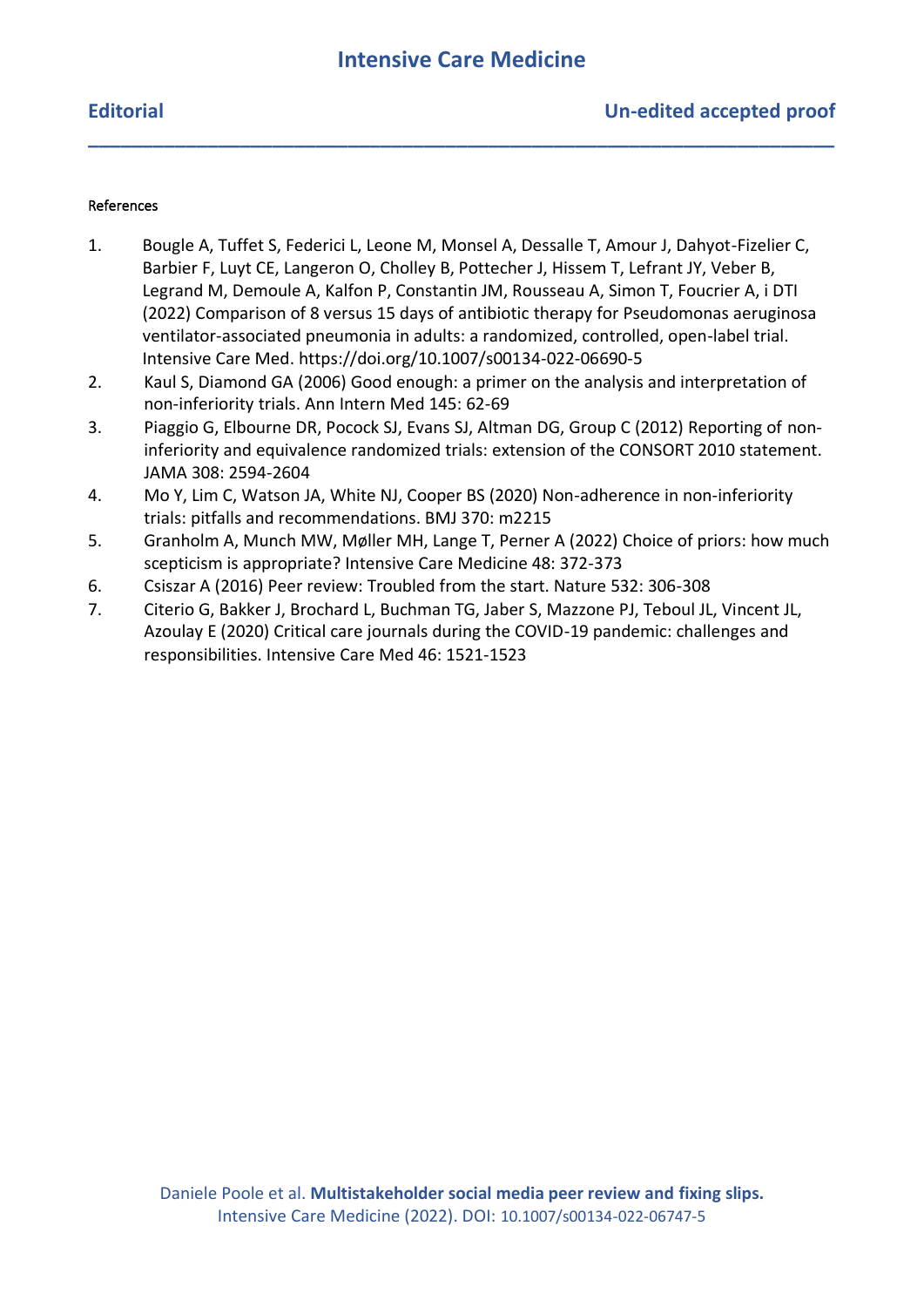References

1. Bougle A, Tuffet S, Federici L, Leone M, Monsel A, Dessalle T, Amour J, Dahyot-Fizelier C, Barbier F, Luyt CE, Langeron O, Cholley B, Pottecher J, Hissem T, Lefrant JY, Veber B, Legrand M, Demoule A, Kalfon P, Constantin JM, Rousseau A, Simon T, Foucrier A, i DTI (2022) Comparison of 8 versus 15 days of antibiotic therapy for Pseudomonas aeruginosa ventilator-associated pneumonia in adults: a randomized, controlled, open-label trial. Intensive Care Med. https://doi.org/10.1007/s00134-022-06690-5
2. Kaul S, Diamond GA (2006) Good enough: a primer on the analysis and interpretation of non-inferiority trials. Ann Intern Med 145: 62-69
3. Piaggio G, Elbourne DR, Pocock SJ, Evans SJ, Altman DG, Group C (2012) Reporting of non-inferiority and equivalence randomized trials: extension of the CONSORT 2010 statement. JAMA 308: 2594-2604
4. Mo Y, Lim C, Watson JA, White NJ, Cooper BS (2020) Non-adherence in non-inferiority trials: pitfalls and recommendations. BMJ 370: m2215
5. Granholm A, Munch MW, Møller MH, Lange T, Perner A (2022) Choice of priors: how much scepticism is appropriate? Intensive Care Medicine 48: 372-373
6. Csiszar A (2016) Peer review: Troubled from the start. Nature 532: 306-308
7. Citerio G, Bakker J, Brochard L, Buchman TG, Jaber S, Mazzone PJ, Teboul JL, Vincent JL, Azoulay E (2020) Critical care journals during the COVID-19 pandemic: challenges and responsibilities. Intensive Care Med 46: 1521-1523